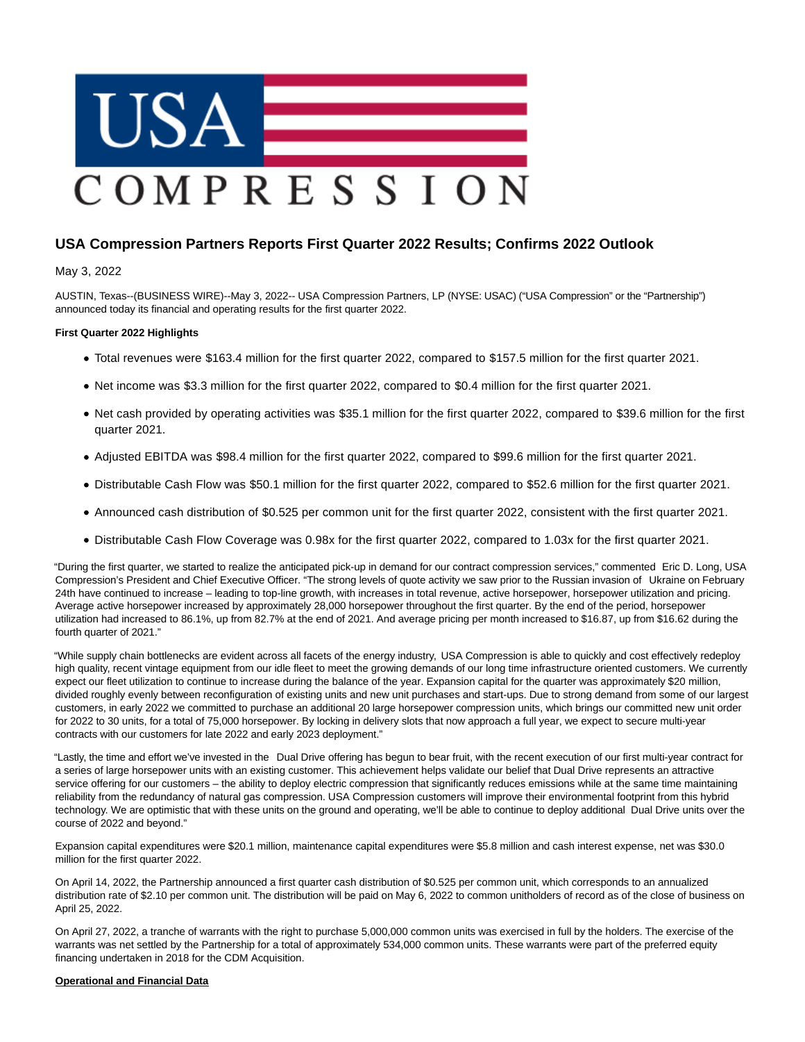# USA Compression Partners Reports First Quarter 2022 Results; Confirms 2022 Outlook

May 3, 2022

AUSTIN, Texas--(BUSINESS WIRE)--May 3, 2022-- USA Compression Partners, LP (NYSE: USAC) ("USA Compression" or the "Partnership") announced today its financial and operating results for the first quarter 2022.

**First Quarter 2022 Highlights**

- Total revenues were $163.4 million for the first quarter 2022, compared to $157.5 million for the first quarter 2021.
- Net income was $3.3 million for the first quarter 2022, compared to $0.4 million for the first quarter 2021.
- Net cash provided by operating activities was $35.1 million for the first quarter 2022, compared to $39.6 million for the first quarter 2021.
- Adjusted EBITDA was $98.4 million for the first quarter 2022, compared to $99.6 million for the first quarter 2021.
- Distributable Cash Flow was $50.1 million for the first quarter 2022, compared to $52.6 million for the first quarter 2021.
- Announced cash distribution of $0.525 per common unit for the first quarter 2022, consistent with the first quarter 2021.
- Distributable Cash Flow Coverage was 0.98x for the first quarter 2022, compared to 1.03x for the first quarter 2021.

"During the first quarter, we started to realize the anticipated pick-up in demand for our contract compression services," commented Eric D. Long, USA Compression's President and Chief Executive Officer. "The strong levels of quote activity we saw prior to the Russian invasion of Ukraine on February 24th have continued to increase – leading to top-line growth, with increases in total revenue, active horsepower, horsepower utilization and pricing. Average active horsepower increased by approximately 28,000 horsepower throughout the first quarter. By the end of the period, horsepower utilization had increased to 86.1%, up from 82.7% at the end of 2021. And average pricing per month increased to $16.87, up from $16.62 during the fourth quarter of 2021."

"While supply chain bottlenecks are evident across all facets of the energy industry, USA Compression is able to quickly and cost effectively redeploy high quality, recent vintage equipment from our idle fleet to meet the growing demands of our long time infrastructure oriented customers. We currently expect our fleet utilization to continue to increase during the balance of the year. Expansion capital for the quarter was approximately $20 million, divided roughly evenly between reconfiguration of existing units and new unit purchases and start-ups. Due to strong demand from some of our largest customers, in early 2022 we committed to purchase an additional 20 large horsepower compression units, which brings our committed new unit order for 2022 to 30 units, for a total of 75,000 horsepower. By locking in delivery slots that now approach a full year, we expect to secure multi-year contracts with our customers for late 2022 and early 2023 deployment."

"Lastly, the time and effort we've invested in the Dual Drive offering has begun to bear fruit, with the recent execution of our first multi-year contract for a series of large horsepower units with an existing customer. This achievement helps validate our belief that Dual Drive represents an attractive service offering for our customers – the ability to deploy electric compression that significantly reduces emissions while at the same time maintaining reliability from the redundancy of natural gas compression. USA Compression customers will improve their environmental footprint from this hybrid technology. We are optimistic that with these units on the ground and operating, we'll be able to continue to deploy additional Dual Drive units over the course of 2022 and beyond."

Expansion capital expenditures were $20.1 million, maintenance capital expenditures were $5.8 million and cash interest expense, net was $30.0 million for the first quarter 2022.

On April 14, 2022, the Partnership announced a first quarter cash distribution of $0.525 per common unit, which corresponds to an annualized distribution rate of $2.10 per common unit. The distribution will be paid on May 6, 2022 to common unitholders of record as of the close of business on April 25, 2022.

On April 27, 2022, a tranche of warrants with the right to purchase 5,000,000 common units was exercised in full by the holders. The exercise of the warrants was net settled by the Partnership for a total of approximately 534,000 common units. These warrants were part of the preferred equity financing undertaken in 2018 for the CDM Acquisition.

**Operational and Financial Data**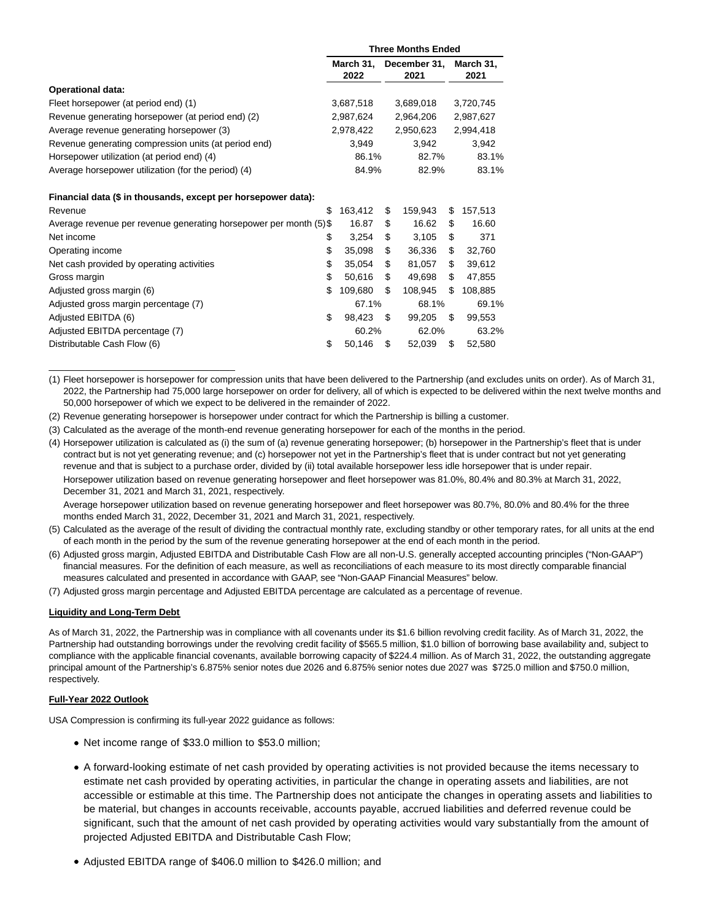| | Three Months Ended | | |
|---|---|---|---|
| | March 31, 2022 | December 31, 2021 | March 31, 2021 |
| **Operational data:** | | | |
| Fleet horsepower (at period end) (1) | 3,687,518 | 3,689,018 | 3,720,745 |
| Revenue generating horsepower (at period end) (2) | 2,987,624 | 2,964,206 | 2,987,627 |
| Average revenue generating horsepower (3) | 2,978,422 | 2,950,623 | 2,994,418 |
| Revenue generating compression units (at period end) | 3,949 | 3,942 | 3,942 |
| Horsepower utilization (at period end) (4) | 86.1% | 82.7% | 83.1% |
| Average horsepower utilization (for the period) (4) | 84.9% | 82.9% | 83.1% |
| | | | |
| **Financial data ($ in thousands, except per horsepower data):** | | | |
| Revenue | $ 163,412 | $ 159,943 | $ 157,513 |
| Average revenue per revenue generating horsepower per month (5) | $ 16.87 | $ 16.62 | $ 16.60 |
| Net income | $ 3,254 | $ 3,105 | $ 371 |
| Operating income | $ 35,098 | $ 36,336 | $ 32,760 |
| Net cash provided by operating activities | $ 35,054 | $ 81,057 | $ 39,612 |
| Gross margin | $ 50,616 | $ 49,698 | $ 47,855 |
| Adjusted gross margin (6) | $ 109,680 | $ 108,945 | $ 108,885 |
| Adjusted gross margin percentage (7) | 67.1% | 68.1% | 69.1% |
| Adjusted EBITDA (6) | $ 98,423 | $ 99,205 | $ 99,553 |
| Adjusted EBITDA percentage (7) | 60.2% | 62.0% | 63.2% |
| Distributable Cash Flow (6) | $ 50,146 | $ 52,039 | $ 52,580 |

(1) Fleet horsepower is horsepower for compression units that have been delivered to the Partnership (and excludes units on order). As of March 31, 2022, the Partnership had 75,000 large horsepower on order for delivery, all of which is expected to be delivered within the next twelve months and 50,000 horsepower of which we expect to be delivered in the remainder of 2022.

(2) Revenue generating horsepower is horsepower under contract for which the Partnership is billing a customer.

(3) Calculated as the average of the month-end revenue generating horsepower for each of the months in the period.

(4) Horsepower utilization is calculated as (i) the sum of (a) revenue generating horsepower; (b) horsepower in the Partnership's fleet that is under contract but is not yet generating revenue; and (c) horsepower not yet in the Partnership's fleet that is under contract but not yet generating revenue and that is subject to a purchase order, divided by (ii) total available horsepower less idle horsepower that is under repair.

Horsepower utilization based on revenue generating horsepower and fleet horsepower was 81.0%, 80.4% and 80.3% at March 31, 2022, December 31, 2021 and March 31, 2021, respectively.

Average horsepower utilization based on revenue generating horsepower and fleet horsepower was 80.7%, 80.0% and 80.4% for the three months ended March 31, 2022, December 31, 2021 and March 31, 2021, respectively.

(5) Calculated as the average of the result of dividing the contractual monthly rate, excluding standby or other temporary rates, for all units at the end of each month in the period by the sum of the revenue generating horsepower at the end of each month in the period.

(6) Adjusted gross margin, Adjusted EBITDA and Distributable Cash Flow are all non-U.S. generally accepted accounting principles ("Non-GAAP") financial measures. For the definition of each measure, as well as reconciliations of each measure to its most directly comparable financial measures calculated and presented in accordance with GAAP, see "Non-GAAP Financial Measures" below.

(7) Adjusted gross margin percentage and Adjusted EBITDA percentage are calculated as a percentage of revenue.

**Liquidity and Long-Term Debt**

As of March 31, 2022, the Partnership was in compliance with all covenants under its $1.6 billion revolving credit facility. As of March 31, 2022, the Partnership had outstanding borrowings under the revolving credit facility of $565.5 million, $1.0 billion of borrowing base availability and, subject to compliance with the applicable financial covenants, available borrowing capacity of $224.4 million. As of March 31, 2022, the outstanding aggregate principal amount of the Partnership's 6.875% senior notes due 2026 and 6.875% senior notes due 2027 was $725.0 million and $750.0 million, respectively.

**Full-Year 2022 Outlook**

USA Compression is confirming its full-year 2022 guidance as follows:

- Net income range of $33.0 million to $53.0 million;
- A forward-looking estimate of net cash provided by operating activities is not provided because the items necessary to estimate net cash provided by operating activities, in particular the change in operating assets and liabilities, are not accessible or estimable at this time. The Partnership does not anticipate the changes in operating assets and liabilities to be material, but changes in accounts receivable, accounts payable, accrued liabilities and deferred revenue could be significant, such that the amount of net cash provided by operating activities would vary substantially from the amount of projected Adjusted EBITDA and Distributable Cash Flow;
- Adjusted EBITDA range of $406.0 million to $426.0 million; and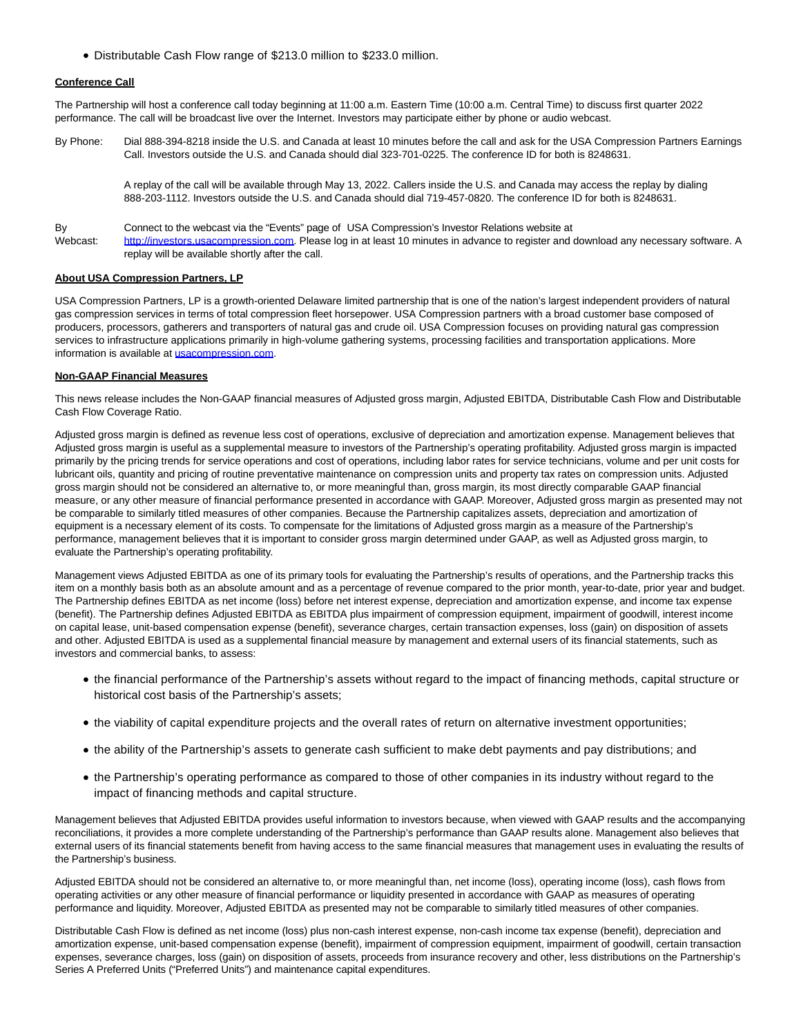- Distributable Cash Flow range of $213.0 million to $233.0 million.

**Conference Call**

The Partnership will host a conference call today beginning at 11:00 a.m. Eastern Time (10:00 a.m. Central Time) to discuss first quarter 2022 performance. The call will be broadcast live over the Internet. Investors may participate either by phone or audio webcast.

By Phone: Dial 888-394-8218 inside the U.S. and Canada at least 10 minutes before the call and ask for the USA Compression Partners Earnings Call. Investors outside the U.S. and Canada should dial 323-701-0225. The conference ID for both is 8248631.

A replay of the call will be available through May 13, 2022. Callers inside the U.S. and Canada may access the replay by dialing 888-203-1112. Investors outside the U.S. and Canada should dial 719-457-0820. The conference ID for both is 8248631.

By Webcast: Connect to the webcast via the “Events” page of USA Compression’s Investor Relations website at http://investors.usacompression.com. Please log in at least 10 minutes in advance to register and download any necessary software. A replay will be available shortly after the call.

**About USA Compression Partners, LP**

USA Compression Partners, LP is a growth-oriented Delaware limited partnership that is one of the nation’s largest independent providers of natural gas compression services in terms of total compression fleet horsepower. USA Compression partners with a broad customer base composed of producers, processors, gatherers and transporters of natural gas and crude oil. USA Compression focuses on providing natural gas compression services to infrastructure applications primarily in high-volume gathering systems, processing facilities and transportation applications. More information is available at usacompression.com.

**Non-GAAP Financial Measures**

This news release includes the Non-GAAP financial measures of Adjusted gross margin, Adjusted EBITDA, Distributable Cash Flow and Distributable Cash Flow Coverage Ratio.

Adjusted gross margin is defined as revenue less cost of operations, exclusive of depreciation and amortization expense. Management believes that Adjusted gross margin is useful as a supplemental measure to investors of the Partnership’s operating profitability. Adjusted gross margin is impacted primarily by the pricing trends for service operations and cost of operations, including labor rates for service technicians, volume and per unit costs for lubricant oils, quantity and pricing of routine preventative maintenance on compression units and property tax rates on compression units. Adjusted gross margin should not be considered an alternative to, or more meaningful than, gross margin, its most directly comparable GAAP financial measure, or any other measure of financial performance presented in accordance with GAAP. Moreover, Adjusted gross margin as presented may not be comparable to similarly titled measures of other companies. Because the Partnership capitalizes assets, depreciation and amortization of equipment is a necessary element of its costs. To compensate for the limitations of Adjusted gross margin as a measure of the Partnership’s performance, management believes that it is important to consider gross margin determined under GAAP, as well as Adjusted gross margin, to evaluate the Partnership’s operating profitability.

Management views Adjusted EBITDA as one of its primary tools for evaluating the Partnership’s results of operations, and the Partnership tracks this item on a monthly basis both as an absolute amount and as a percentage of revenue compared to the prior month, year-to-date, prior year and budget. The Partnership defines EBITDA as net income (loss) before net interest expense, depreciation and amortization expense, and income tax expense (benefit). The Partnership defines Adjusted EBITDA as EBITDA plus impairment of compression equipment, impairment of goodwill, interest income on capital lease, unit-based compensation expense (benefit), severance charges, certain transaction expenses, loss (gain) on disposition of assets and other. Adjusted EBITDA is used as a supplemental financial measure by management and external users of its financial statements, such as investors and commercial banks, to assess:

- the financial performance of the Partnership’s assets without regard to the impact of financing methods, capital structure or historical cost basis of the Partnership’s assets;
- the viability of capital expenditure projects and the overall rates of return on alternative investment opportunities;
- the ability of the Partnership’s assets to generate cash sufficient to make debt payments and pay distributions; and
- the Partnership’s operating performance as compared to those of other companies in its industry without regard to the impact of financing methods and capital structure.

Management believes that Adjusted EBITDA provides useful information to investors because, when viewed with GAAP results and the accompanying reconciliations, it provides a more complete understanding of the Partnership’s performance than GAAP results alone. Management also believes that external users of its financial statements benefit from having access to the same financial measures that management uses in evaluating the results of the Partnership’s business.

Adjusted EBITDA should not be considered an alternative to, or more meaningful than, net income (loss), operating income (loss), cash flows from operating activities or any other measure of financial performance or liquidity presented in accordance with GAAP as measures of operating performance and liquidity. Moreover, Adjusted EBITDA as presented may not be comparable to similarly titled measures of other companies.

Distributable Cash Flow is defined as net income (loss) plus non-cash interest expense, non-cash income tax expense (benefit), depreciation and amortization expense, unit-based compensation expense (benefit), impairment of compression equipment, impairment of goodwill, certain transaction expenses, severance charges, loss (gain) on disposition of assets, proceeds from insurance recovery and other, less distributions on the Partnership’s Series A Preferred Units (“Preferred Units”) and maintenance capital expenditures.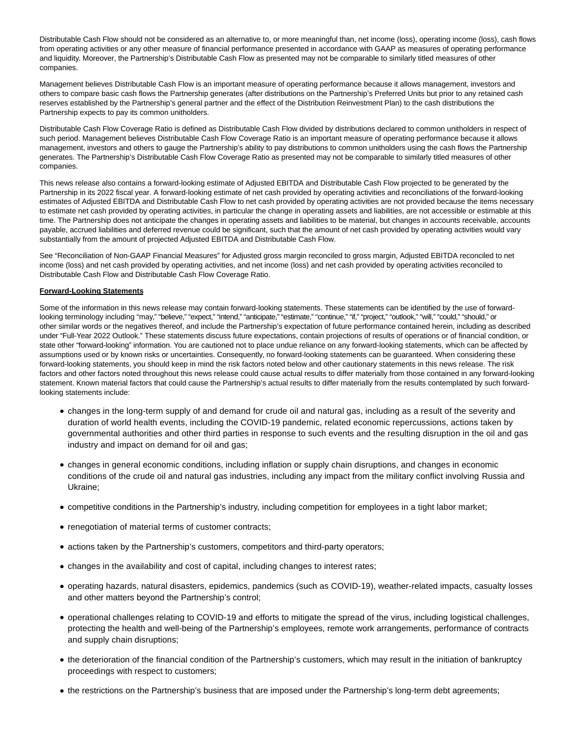Distributable Cash Flow should not be considered as an alternative to, or more meaningful than, net income (loss), operating income (loss), cash flows from operating activities or any other measure of financial performance presented in accordance with GAAP as measures of operating performance and liquidity. Moreover, the Partnership's Distributable Cash Flow as presented may not be comparable to similarly titled measures of other companies.

Management believes Distributable Cash Flow is an important measure of operating performance because it allows management, investors and others to compare basic cash flows the Partnership generates (after distributions on the Partnership's Preferred Units but prior to any retained cash reserves established by the Partnership's general partner and the effect of the Distribution Reinvestment Plan) to the cash distributions the Partnership expects to pay its common unitholders.

Distributable Cash Flow Coverage Ratio is defined as Distributable Cash Flow divided by distributions declared to common unitholders in respect of such period. Management believes Distributable Cash Flow Coverage Ratio is an important measure of operating performance because it allows management, investors and others to gauge the Partnership's ability to pay distributions to common unitholders using the cash flows the Partnership generates. The Partnership's Distributable Cash Flow Coverage Ratio as presented may not be comparable to similarly titled measures of other companies.

This news release also contains a forward-looking estimate of Adjusted EBITDA and Distributable Cash Flow projected to be generated by the Partnership in its 2022 fiscal year. A forward-looking estimate of net cash provided by operating activities and reconciliations of the forward-looking estimates of Adjusted EBITDA and Distributable Cash Flow to net cash provided by operating activities are not provided because the items necessary to estimate net cash provided by operating activities, in particular the change in operating assets and liabilities, are not accessible or estimable at this time. The Partnership does not anticipate the changes in operating assets and liabilities to be material, but changes in accounts receivable, accounts payable, accrued liabilities and deferred revenue could be significant, such that the amount of net cash provided by operating activities would vary substantially from the amount of projected Adjusted EBITDA and Distributable Cash Flow.

See "Reconciliation of Non-GAAP Financial Measures" for Adjusted gross margin reconciled to gross margin, Adjusted EBITDA reconciled to net income (loss) and net cash provided by operating activities, and net income (loss) and net cash provided by operating activities reconciled to Distributable Cash Flow and Distributable Cash Flow Coverage Ratio.

**Forward-Looking Statements**

Some of the information in this news release may contain forward-looking statements. These statements can be identified by the use of forward-looking terminology including "may," "believe," "expect," "intend," "anticipate," "estimate," "continue," "if," "project," "outlook," "will," "could," "should," or other similar words or the negatives thereof, and include the Partnership's expectation of future performance contained herein, including as described under "Full-Year 2022 Outlook." These statements discuss future expectations, contain projections of results of operations or of financial condition, or state other "forward-looking" information. You are cautioned not to place undue reliance on any forward-looking statements, which can be affected by assumptions used or by known risks or uncertainties. Consequently, no forward-looking statements can be guaranteed. When considering these forward-looking statements, you should keep in mind the risk factors noted below and other cautionary statements in this news release. The risk factors and other factors noted throughout this news release could cause actual results to differ materially from those contained in any forward-looking statement. Known material factors that could cause the Partnership's actual results to differ materially from the results contemplated by such forward-looking statements include:

- changes in the long-term supply of and demand for crude oil and natural gas, including as a result of the severity and duration of world health events, including the COVID-19 pandemic, related economic repercussions, actions taken by governmental authorities and other third parties in response to such events and the resulting disruption in the oil and gas industry and impact on demand for oil and gas;
- changes in general economic conditions, including inflation or supply chain disruptions, and changes in economic conditions of the crude oil and natural gas industries, including any impact from the military conflict involving Russia and Ukraine;
- competitive conditions in the Partnership's industry, including competition for employees in a tight labor market;
- renegotiation of material terms of customer contracts;
- actions taken by the Partnership's customers, competitors and third-party operators;
- changes in the availability and cost of capital, including changes to interest rates;
- operating hazards, natural disasters, epidemics, pandemics (such as COVID-19), weather-related impacts, casualty losses and other matters beyond the Partnership's control;
- operational challenges relating to COVID-19 and efforts to mitigate the spread of the virus, including logistical challenges, protecting the health and well-being of the Partnership's employees, remote work arrangements, performance of contracts and supply chain disruptions;
- the deterioration of the financial condition of the Partnership's customers, which may result in the initiation of bankruptcy proceedings with respect to customers;
- the restrictions on the Partnership's business that are imposed under the Partnership's long-term debt agreements;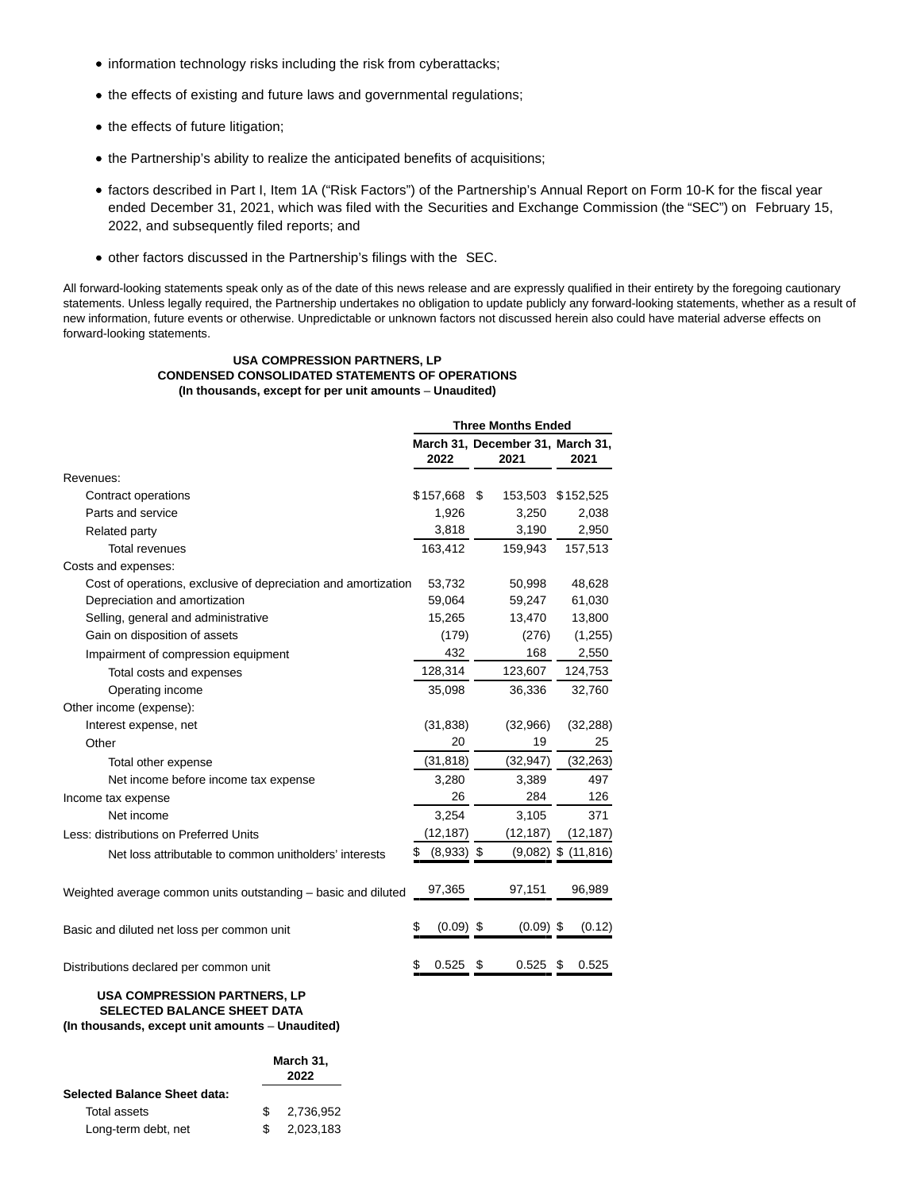- information technology risks including the risk from cyberattacks;
- the effects of existing and future laws and governmental regulations;
- the effects of future litigation;
- the Partnership's ability to realize the anticipated benefits of acquisitions;
- factors described in Part I, Item 1A ("Risk Factors") of the Partnership's Annual Report on Form 10-K for the fiscal year ended December 31, 2021, which was filed with the Securities and Exchange Commission (the "SEC") on February 15, 2022, and subsequently filed reports; and
- other factors discussed in the Partnership's filings with the SEC.

All forward-looking statements speak only as of the date of this news release and are expressly qualified in their entirety by the foregoing cautionary statements. Unless legally required, the Partnership undertakes no obligation to update publicly any forward-looking statements, whether as a result of new information, future events or otherwise. Unpredictable or unknown factors not discussed herein also could have material adverse effects on forward-looking statements.

**USA COMPRESSION PARTNERS, LP**
**CONDENSED CONSOLIDATED STATEMENTS OF OPERATIONS**
**(In thousands, except for per unit amounts – Unaudited)**

| | Three Months Ended | | |
|---|---|---|---|
| | March 31, 2022 | December 31, 2021 | March 31, 2021 |
| Revenues: | | | |
| Contract operations | $157,668 | $ 153,503 | $152,525 |
| Parts and service | 1,926 | 3,250 | 2,038 |
| Related party | 3,818 | 3,190 | 2,950 |
| Total revenues | 163,412 | 159,943 | 157,513 |
| Costs and expenses: | | | |
| Cost of operations, exclusive of depreciation and amortization | 53,732 | 50,998 | 48,628 |
| Depreciation and amortization | 59,064 | 59,247 | 61,030 |
| Selling, general and administrative | 15,265 | 13,470 | 13,800 |
| Gain on disposition of assets | (179) | (276) | (1,255) |
| Impairment of compression equipment | 432 | 168 | 2,550 |
| Total costs and expenses | 128,314 | 123,607 | 124,753 |
| Operating income | 35,098 | 36,336 | 32,760 |
| Other income (expense): | | | |
| Interest expense, net | (31,838) | (32,966) | (32,288) |
| Other | 20 | 19 | 25 |
| Total other expense | (31,818) | (32,947) | (32,263) |
| Net income before income tax expense | 3,280 | 3,389 | 497 |
| Income tax expense | 26 | 284 | 126 |
| Net income | 3,254 | 3,105 | 371 |
| Less: distributions on Preferred Units | (12,187) | (12,187) | (12,187) |
| Net loss attributable to common unitholders' interests | $ (8,933) | $ (9,082) | $ (11,816) |
| Weighted average common units outstanding – basic and diluted | 97,365 | 97,151 | 96,989 |
| Basic and diluted net loss per common unit | $ (0.09) | $ (0.09) | $ (0.12) |
| Distributions declared per common unit | $ 0.525 | $ 0.525 | $ 0.525 |

**USA COMPRESSION PARTNERS, LP**
**SELECTED BALANCE SHEET DATA**
**(In thousands, except unit amounts – Unaudited)**

| | March 31, 2022 |
|---|---|
| **Selected Balance Sheet data:** | |
| Total assets | $ 2,736,952 |
| Long-term debt, net | $ 2,023,183 |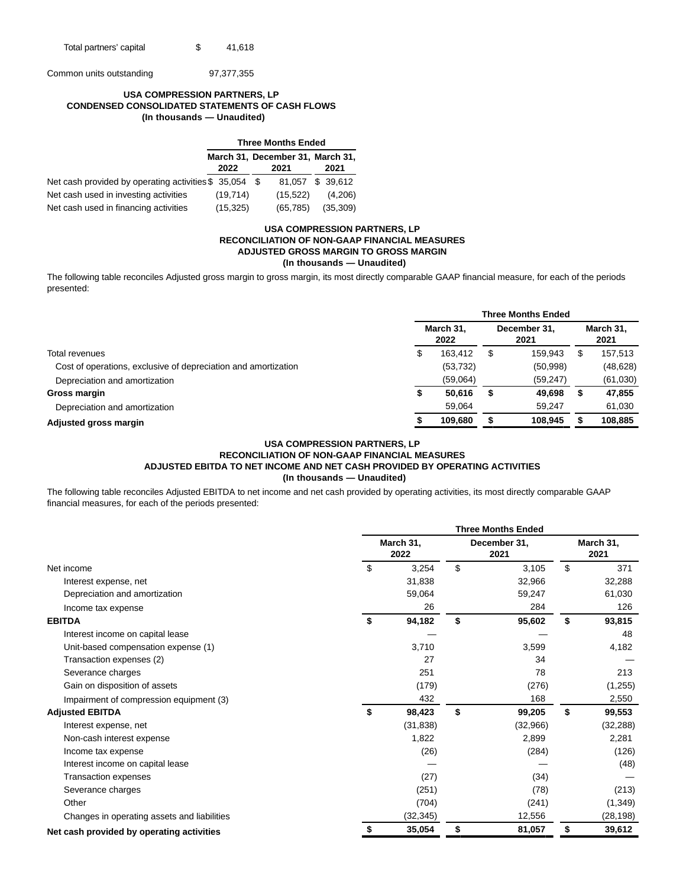| | | |
|---|---|---|
| Total partners' capital | $ | 41,618 |

| | |
|---|---|
| Common units outstanding | 97,377,355 |

**USA COMPRESSION PARTNERS, LP**
**CONDENSED CONSOLIDATED STATEMENTS OF CASH FLOWS**
**(In thousands — Unaudited)**

| | Three Months Ended | | |
|---|---|---|---|
| | March 31, 2022 | December 31, 2021 | March 31, 2021 |
| Net cash provided by operating activities | $ 35,054 | $ 81,057 | $ 39,612 |
| Net cash used in investing activities | (19,714) | (15,522) | (4,206) |
| Net cash used in financing activities | (15,325) | (65,785) | (35,309) |

**USA COMPRESSION PARTNERS, LP**
**RECONCILIATION OF NON-GAAP FINANCIAL MEASURES**
**ADJUSTED GROSS MARGIN TO GROSS MARGIN**
**(In thousands — Unaudited)**

The following table reconciles Adjusted gross margin to gross margin, its most directly comparable GAAP financial measure, for each of the periods presented:

| | Three Months Ended | | |
|---|---|---|---|
| | March 31, 2022 | December 31, 2021 | March 31, 2021 |
| Total revenues | $ 163,412 | $ 159,943 | $ 157,513 |
| Cost of operations, exclusive of depreciation and amortization | (53,732) | (50,998) | (48,628) |
| Depreciation and amortization | (59,064) | (59,247) | (61,030) |
| **Gross margin** | **$ 50,616** | **$ 49,698** | **$ 47,855** |
| Depreciation and amortization | 59,064 | 59,247 | 61,030 |
| **Adjusted gross margin** | **$ 109,680** | **$ 108,945** | **$ 108,885** |

**USA COMPRESSION PARTNERS, LP**
**RECONCILIATION OF NON-GAAP FINANCIAL MEASURES**
**ADJUSTED EBITDA TO NET INCOME AND NET CASH PROVIDED BY OPERATING ACTIVITIES**
**(In thousands — Unaudited)**

The following table reconciles Adjusted EBITDA to net income and net cash provided by operating activities, its most directly comparable GAAP financial measures, for each of the periods presented:

| | Three Months Ended | | |
|---|---|---|---|
| | March 31, 2022 | December 31, 2021 | March 31, 2021 |
| Net income | $ 3,254 | $ 3,105 | $ 371 |
| Interest expense, net | 31,838 | 32,966 | 32,288 |
| Depreciation and amortization | 59,064 | 59,247 | 61,030 |
| Income tax expense | 26 | 284 | 126 |
| **EBITDA** | **$ 94,182** | **$ 95,602** | **$ 93,815** |
| Interest income on capital lease | — | — | 48 |
| Unit-based compensation expense (1) | 3,710 | 3,599 | 4,182 |
| Transaction expenses (2) | 27 | 34 | — |
| Severance charges | 251 | 78 | 213 |
| Gain on disposition of assets | (179) | (276) | (1,255) |
| Impairment of compression equipment (3) | 432 | 168 | 2,550 |
| **Adjusted EBITDA** | **$ 98,423** | **$ 99,205** | **$ 99,553** |
| Interest expense, net | (31,838) | (32,966) | (32,288) |
| Non-cash interest expense | 1,822 | 2,899 | 2,281 |
| Income tax expense | (26) | (284) | (126) |
| Interest income on capital lease | — | — | (48) |
| Transaction expenses | (27) | (34) | — |
| Severance charges | (251) | (78) | (213) |
| Other | (704) | (241) | (1,349) |
| Changes in operating assets and liabilities | (32,345) | 12,556 | (28,198) |
| **Net cash provided by operating activities** | **$ 35,054** | **$ 81,057** | **$ 39,612** |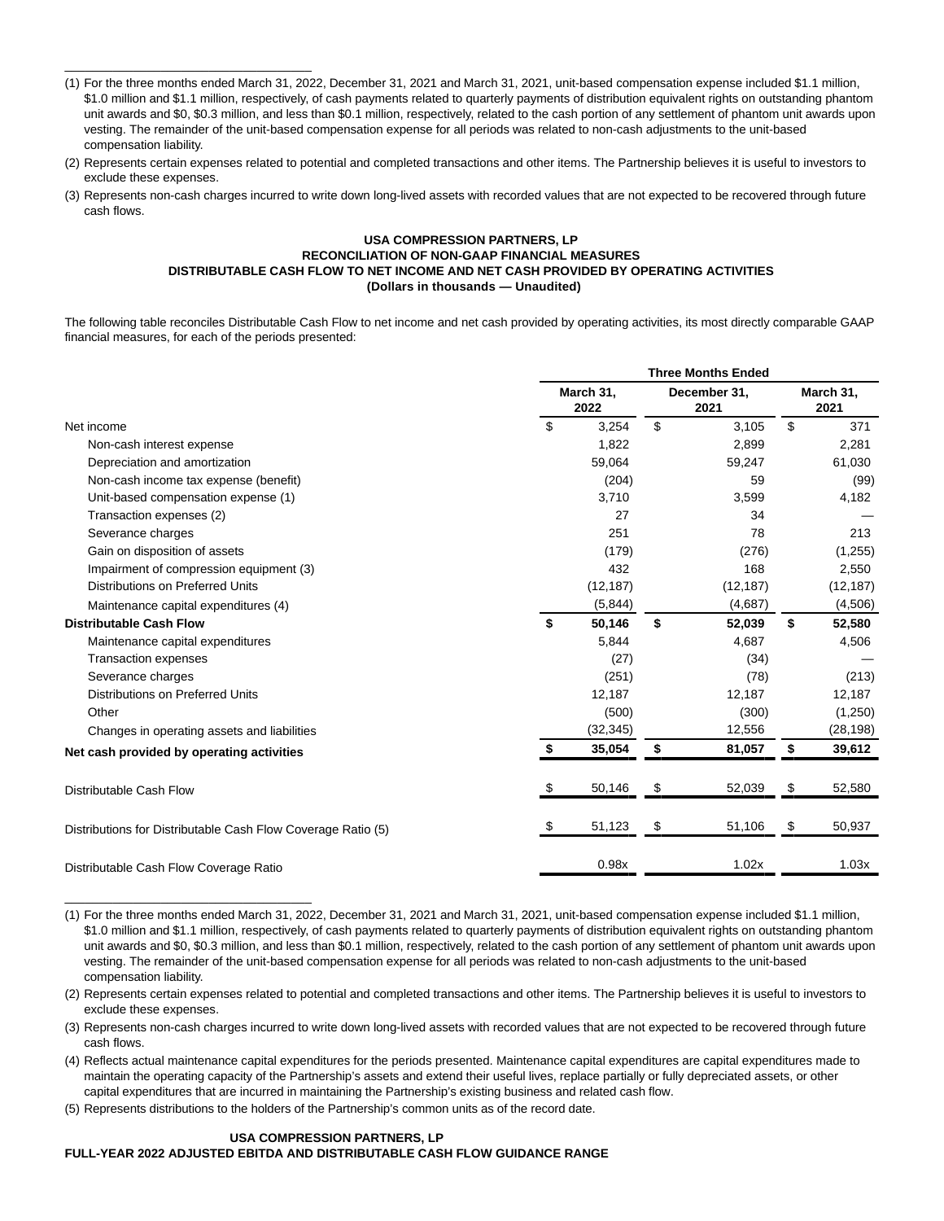(1) For the three months ended March 31, 2022, December 31, 2021 and March 31, 2021, unit-based compensation expense included $1.1 million, $1.0 million and $1.1 million, respectively, of cash payments related to quarterly payments of distribution equivalent rights on outstanding phantom unit awards and $0, $0.3 million, and less than $0.1 million, respectively, related to the cash portion of any settlement of phantom unit awards upon vesting. The remainder of the unit-based compensation expense for all periods was related to non-cash adjustments to the unit-based compensation liability.

(2) Represents certain expenses related to potential and completed transactions and other items. The Partnership believes it is useful to investors to exclude these expenses.

(3) Represents non-cash charges incurred to write down long-lived assets with recorded values that are not expected to be recovered through future cash flows.

**USA COMPRESSION PARTNERS, LP**
**RECONCILIATION OF NON-GAAP FINANCIAL MEASURES**
**DISTRIBUTABLE CASH FLOW TO NET INCOME AND NET CASH PROVIDED BY OPERATING ACTIVITIES**
**(Dollars in thousands — Unaudited)**

The following table reconciles Distributable Cash Flow to net income and net cash provided by operating activities, its most directly comparable GAAP financial measures, for each of the periods presented:

| | Three Months Ended | | |
|---|---|---|---|
| | March 31, 2022 | December 31, 2021 | March 31, 2021 |
| Net income | $ 3,254 | $ 3,105 | $ 371 |
| Non-cash interest expense | 1,822 | 2,899 | 2,281 |
| Depreciation and amortization | 59,064 | 59,247 | 61,030 |
| Non-cash income tax expense (benefit) | (204) | 59 | (99) |
| Unit-based compensation expense (1) | 3,710 | 3,599 | 4,182 |
| Transaction expenses (2) | 27 | 34 | — |
| Severance charges | 251 | 78 | 213 |
| Gain on disposition of assets | (179) | (276) | (1,255) |
| Impairment of compression equipment (3) | 432 | 168 | 2,550 |
| Distributions on Preferred Units | (12,187) | (12,187) | (12,187) |
| Maintenance capital expenditures (4) | (5,844) | (4,687) | (4,506) |
| **Distributable Cash Flow** | **$ 50,146** | **$ 52,039** | **$ 52,580** |
| Maintenance capital expenditures | 5,844 | 4,687 | 4,506 |
| Transaction expenses | (27) | (34) | — |
| Severance charges | (251) | (78) | (213) |
| Distributions on Preferred Units | 12,187 | 12,187 | 12,187 |
| Other | (500) | (300) | (1,250) |
| Changes in operating assets and liabilities | (32,345) | 12,556 | (28,198) |
| **Net cash provided by operating activities** | **$ 35,054** | **$ 81,057** | **$ 39,612** |
| Distributable Cash Flow | $ 50,146 | $ 52,039 | $ 52,580 |
| Distributions for Distributable Cash Flow Coverage Ratio (5) | $ 51,123 | $ 51,106 | $ 50,937 |
| Distributable Cash Flow Coverage Ratio | 0.98x | 1.02x | 1.03x |

(1) For the three months ended March 31, 2022, December 31, 2021 and March 31, 2021, unit-based compensation expense included $1.1 million, $1.0 million and $1.1 million, respectively, of cash payments related to quarterly payments of distribution equivalent rights on outstanding phantom unit awards and $0, $0.3 million, and less than $0.1 million, respectively, related to the cash portion of any settlement of phantom unit awards upon vesting. The remainder of the unit-based compensation expense for all periods was related to non-cash adjustments to the unit-based compensation liability.

(2) Represents certain expenses related to potential and completed transactions and other items. The Partnership believes it is useful to investors to exclude these expenses.

(3) Represents non-cash charges incurred to write down long-lived assets with recorded values that are not expected to be recovered through future cash flows.

(4) Reflects actual maintenance capital expenditures for the periods presented. Maintenance capital expenditures are capital expenditures made to maintain the operating capacity of the Partnership's assets and extend their useful lives, replace partially or fully depreciated assets, or other capital expenditures that are incurred in maintaining the Partnership's existing business and related cash flow.

(5) Represents distributions to the holders of the Partnership's common units as of the record date.

**USA COMPRESSION PARTNERS, LP**
**FULL-YEAR 2022 ADJUSTED EBITDA AND DISTRIBUTABLE CASH FLOW GUIDANCE RANGE**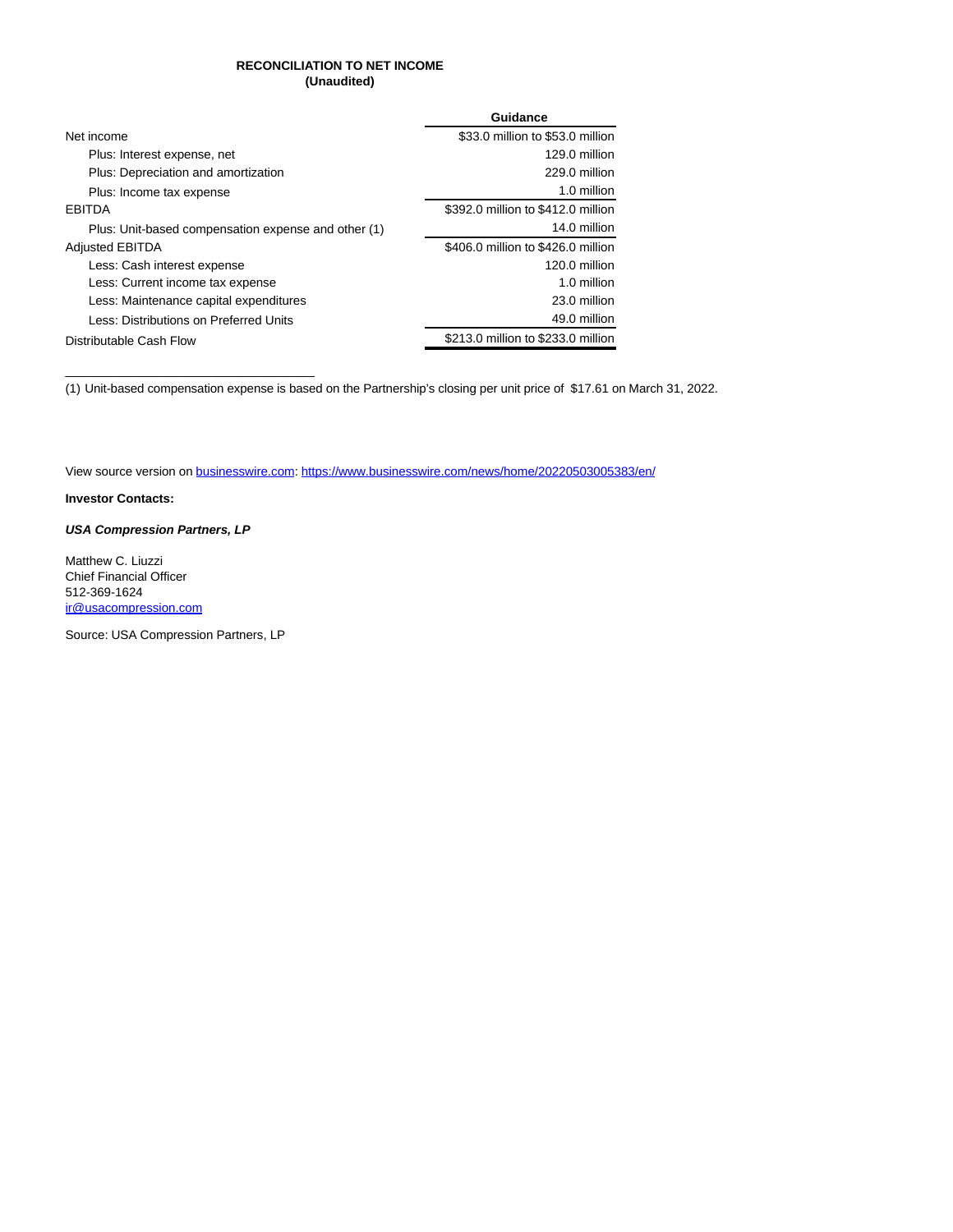**RECONCILIATION TO NET INCOME**
**(Unaudited)**

| | Guidance |
|---|---|
| Net income | $33.0 million to $53.0 million |
| Plus: Interest expense, net | 129.0 million |
| Plus: Depreciation and amortization | 229.0 million |
| Plus: Income tax expense | 1.0 million |
| EBITDA | $392.0 million to $412.0 million |
| Plus: Unit-based compensation expense and other (1) | 14.0 million |
| Adjusted EBITDA | $406.0 million to $426.0 million |
| Less: Cash interest expense | 120.0 million |
| Less: Current income tax expense | 1.0 million |
| Less: Maintenance capital expenditures | 23.0 million |
| Less: Distributions on Preferred Units | 49.0 million |
| Distributable Cash Flow | $213.0 million to $233.0 million |

---

(1) Unit-based compensation expense is based on the Partnership's closing per unit price of $17.61 on March 31, 2022.

View source version on businesswire.com: https://www.businesswire.com/news/home/20220503005383/en/

**Investor Contacts:**

***USA Compression Partners, LP***

Matthew C. Liuzzi
Chief Financial Officer
512-369-1624
ir@usacompression.com

Source: USA Compression Partners, LP